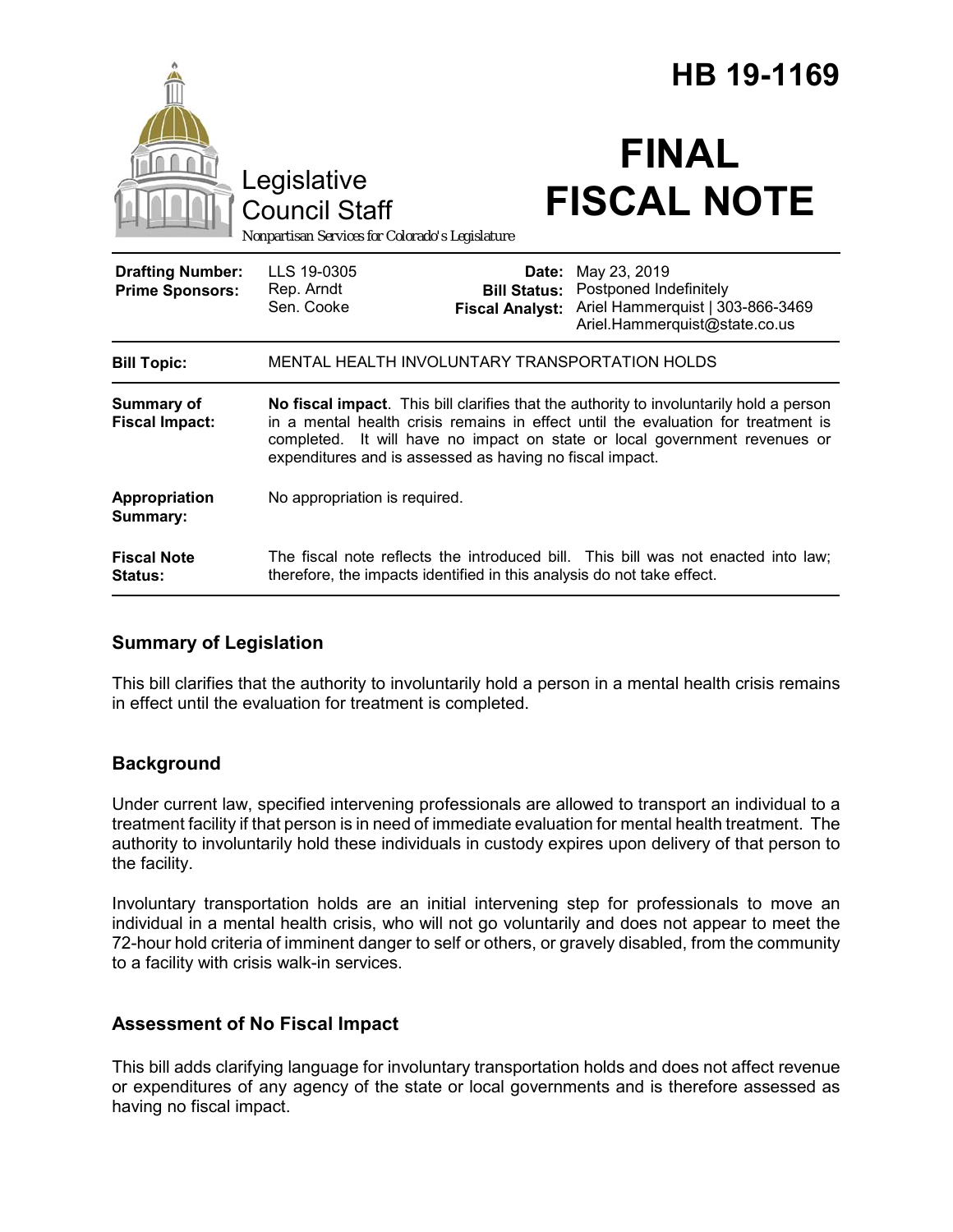# HB 19-1169

Legislative Council Staff

*Nonpartisan Services for Colorado's Legislature*

# FINAL FISCAL NOTE

| | | | |
|---|---|---|---|
| **Drafting Number:** | LLS 19-0305 | **Date:** | May 23, 2019 |
| **Prime Sponsors:** | Rep. Arndt<br>Sen. Cooke | **Bill Status:** | Postponed Indefinitely |
| | | **Fiscal Analyst:** | Ariel Hammerquist \| 303-866-3469<br>Ariel.Hammerquist@state.co.us |

| | |
|---|---|
| **Bill Topic:** | MENTAL HEALTH INVOLUNTARY TRANSPORTATION HOLDS |
| **Summary of Fiscal Impact:** | **No fiscal impact**. This bill clarifies that the authority to involuntarily hold a person in a mental health crisis remains in effect until the evaluation for treatment is completed. It will have no impact on state or local government revenues or expenditures and is assessed as having no fiscal impact. |
| **Appropriation Summary:** | No appropriation is required. |
| **Fiscal Note Status:** | The fiscal note reflects the introduced bill. This bill was not enacted into law; therefore, the impacts identified in this analysis do not take effect. |

## Summary of Legislation

This bill clarifies that the authority to involuntarily hold a person in a mental health crisis remains in effect until the evaluation for treatment is completed.

## Background

Under current law, specified intervening professionals are allowed to transport an individual to a treatment facility if that person is in need of immediate evaluation for mental health treatment. The authority to involuntarily hold these individuals in custody expires upon delivery of that person to the facility.

Involuntary transportation holds are an initial intervening step for professionals to move an individual in a mental health crisis, who will not go voluntarily and does not appear to meet the 72-hour hold criteria of imminent danger to self or others, or gravely disabled, from the community to a facility with crisis walk-in services.

## Assessment of No Fiscal Impact

This bill adds clarifying language for involuntary transportation holds and does not affect revenue or expenditures of any agency of the state or local governments and is therefore assessed as having no fiscal impact.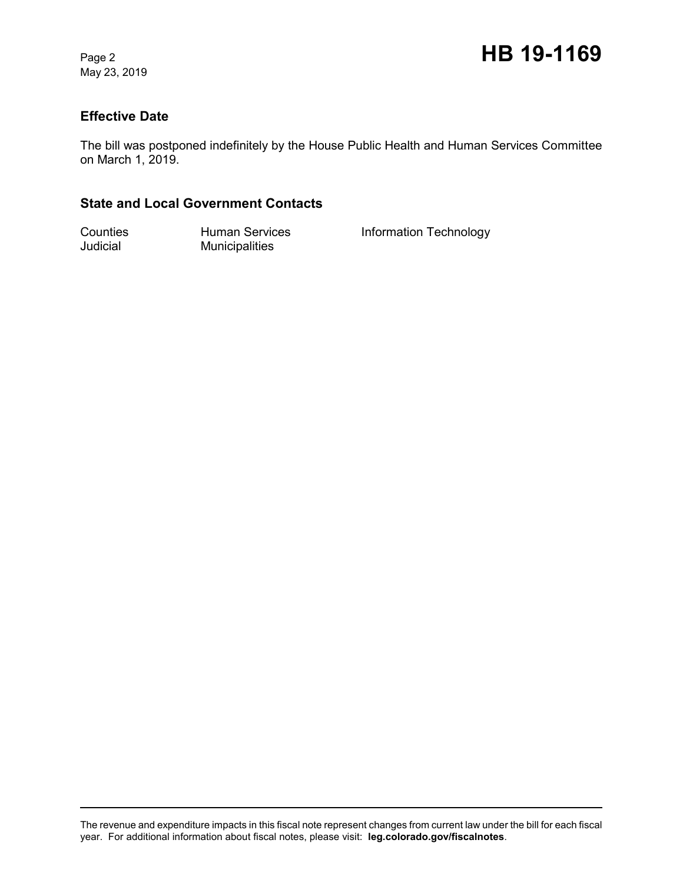## Effective Date

The bill was postponed indefinitely by the House Public Health and Human Services Committee on March 1, 2019.

## State and Local Government Contacts

| | | |
|---|---|---|
| Counties | Human Services | Information Technology |
| Judicial | Municipalities | |

The revenue and expenditure impacts in this fiscal note represent changes from current law under the bill for each fiscal year. For additional information about fiscal notes, please visit: **leg.colorado.gov/fiscalnotes**.